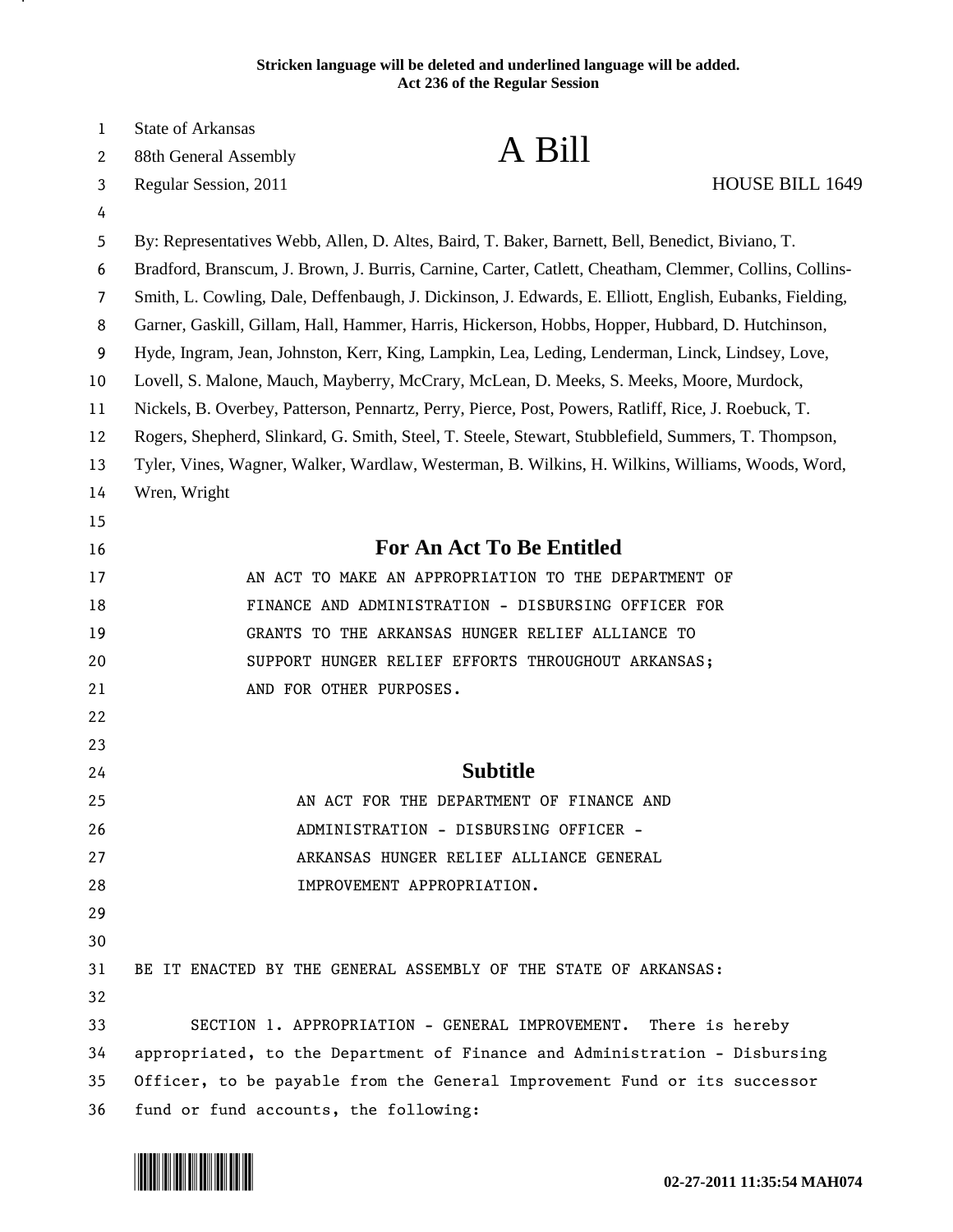Stricken language will be deleted and underlined language will be added.
Act 236 of the Regular Session

State of Arkansas
88th General Assembly
Regular Session, 2011

# A Bill

HOUSE BILL 1649

By: Representatives Webb, Allen, D. Altes, Baird, T. Baker, Barnett, Bell, Benedict, Biviano, T. Bradford, Branscum, J. Brown, J. Burris, Carnine, Carter, Catlett, Cheatham, Clemmer, Collins, Collins-Smith, L. Cowling, Dale, Deffenbaugh, J. Dickinson, J. Edwards, E. Elliott, English, Eubanks, Fielding, Garner, Gaskill, Gillam, Hall, Hammer, Harris, Hickerson, Hobbs, Hopper, Hubbard, D. Hutchinson, Hyde, Ingram, Jean, Johnston, Kerr, King, Lampkin, Lea, Leding, Lenderman, Linck, Lindsey, Love, Lovell, S. Malone, Mauch, Mayberry, McCrary, McLean, D. Meeks, S. Meeks, Moore, Murdock, Nickels, B. Overbey, Patterson, Pennartz, Perry, Pierce, Post, Powers, Ratliff, Rice, J. Roebuck, T. Rogers, Shepherd, Slinkard, G. Smith, Steel, T. Steele, Stewart, Stubblefield, Summers, T. Thompson, Tyler, Vines, Wagner, Walker, Wardlaw, Westerman, B. Wilkins, H. Wilkins, Williams, Woods, Word, Wren, Wright

## For An Act To Be Entitled

AN ACT TO MAKE AN APPROPRIATION TO THE DEPARTMENT OF FINANCE AND ADMINISTRATION - DISBURSING OFFICER FOR GRANTS TO THE ARKANSAS HUNGER RELIEF ALLIANCE TO SUPPORT HUNGER RELIEF EFFORTS THROUGHOUT ARKANSAS; AND FOR OTHER PURPOSES.

## Subtitle

AN ACT FOR THE DEPARTMENT OF FINANCE AND ADMINISTRATION - DISBURSING OFFICER - ARKANSAS HUNGER RELIEF ALLIANCE GENERAL IMPROVEMENT APPROPRIATION.

BE IT ENACTED BY THE GENERAL ASSEMBLY OF THE STATE OF ARKANSAS:

SECTION 1. APPROPRIATION - GENERAL IMPROVEMENT. There is hereby appropriated, to the Department of Finance and Administration - Disbursing Officer, to be payable from the General Improvement Fund or its successor fund or fund accounts, the following:

02-27-2011 11:35:54 MAH074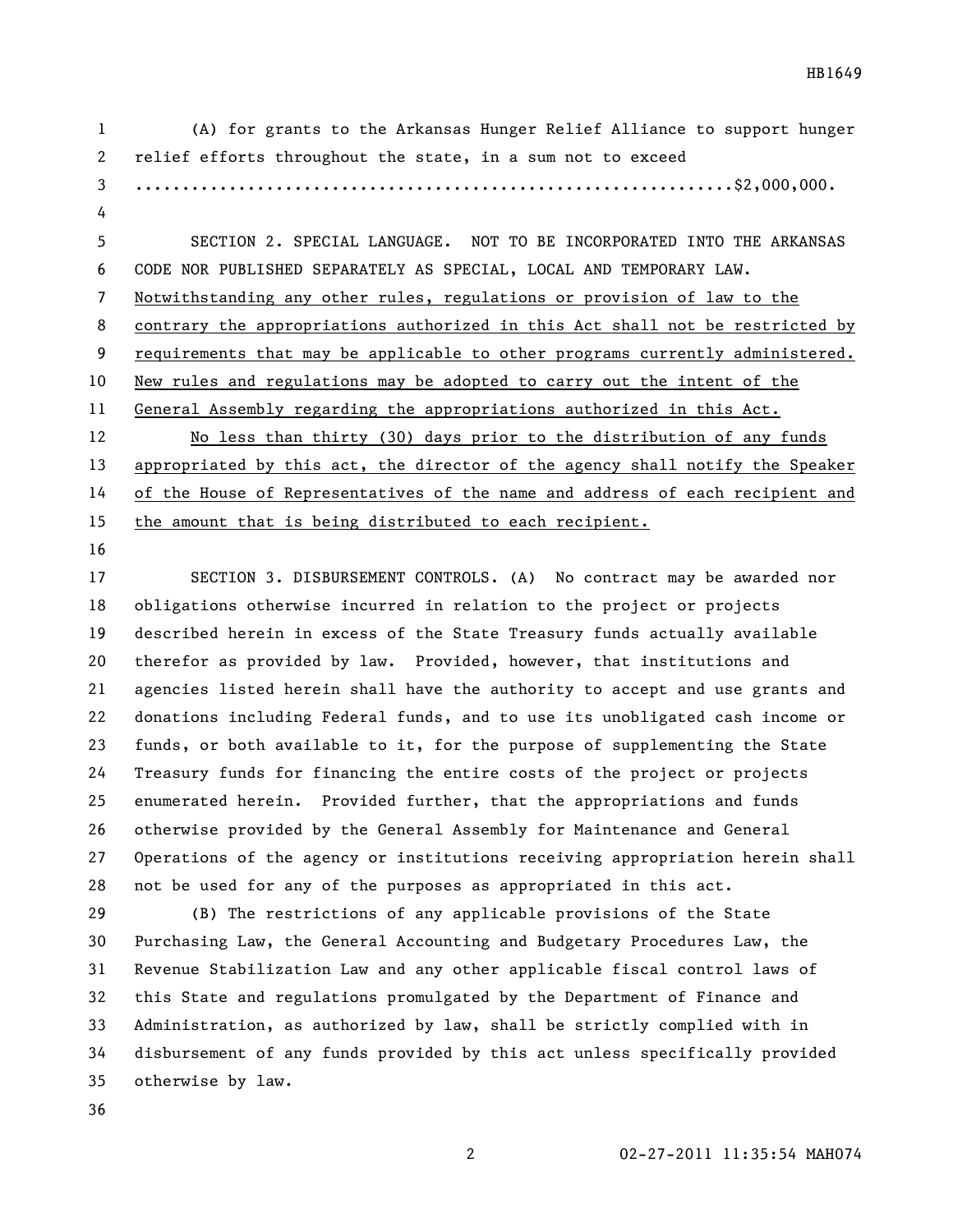(A) for grants to the Arkansas Hunger Relief Alliance to support hunger relief efforts throughout the state, in a sum not to exceed ..............................................................$2,000,000.

SECTION 2. SPECIAL LANGUAGE. NOT TO BE INCORPORATED INTO THE ARKANSAS CODE NOR PUBLISHED SEPARATELY AS SPECIAL, LOCAL AND TEMPORARY LAW. Notwithstanding any other rules, regulations or provision of law to the contrary the appropriations authorized in this Act shall not be restricted by requirements that may be applicable to other programs currently administered. New rules and regulations may be adopted to carry out the intent of the General Assembly regarding the appropriations authorized in this Act.

No less than thirty (30) days prior to the distribution of any funds appropriated by this act, the director of the agency shall notify the Speaker of the House of Representatives of the name and address of each recipient and the amount that is being distributed to each recipient.

SECTION 3. DISBURSEMENT CONTROLS. (A) No contract may be awarded nor obligations otherwise incurred in relation to the project or projects described herein in excess of the State Treasury funds actually available therefor as provided by law. Provided, however, that institutions and agencies listed herein shall have the authority to accept and use grants and donations including Federal funds, and to use its unobligated cash income or funds, or both available to it, for the purpose of supplementing the State Treasury funds for financing the entire costs of the project or projects enumerated herein. Provided further, that the appropriations and funds otherwise provided by the General Assembly for Maintenance and General Operations of the agency or institutions receiving appropriation herein shall not be used for any of the purposes as appropriated in this act.

(B) The restrictions of any applicable provisions of the State Purchasing Law, the General Accounting and Budgetary Procedures Law, the Revenue Stabilization Law and any other applicable fiscal control laws of this State and regulations promulgated by the Department of Finance and Administration, as authorized by law, shall be strictly complied with in disbursement of any funds provided by this act unless specifically provided otherwise by law.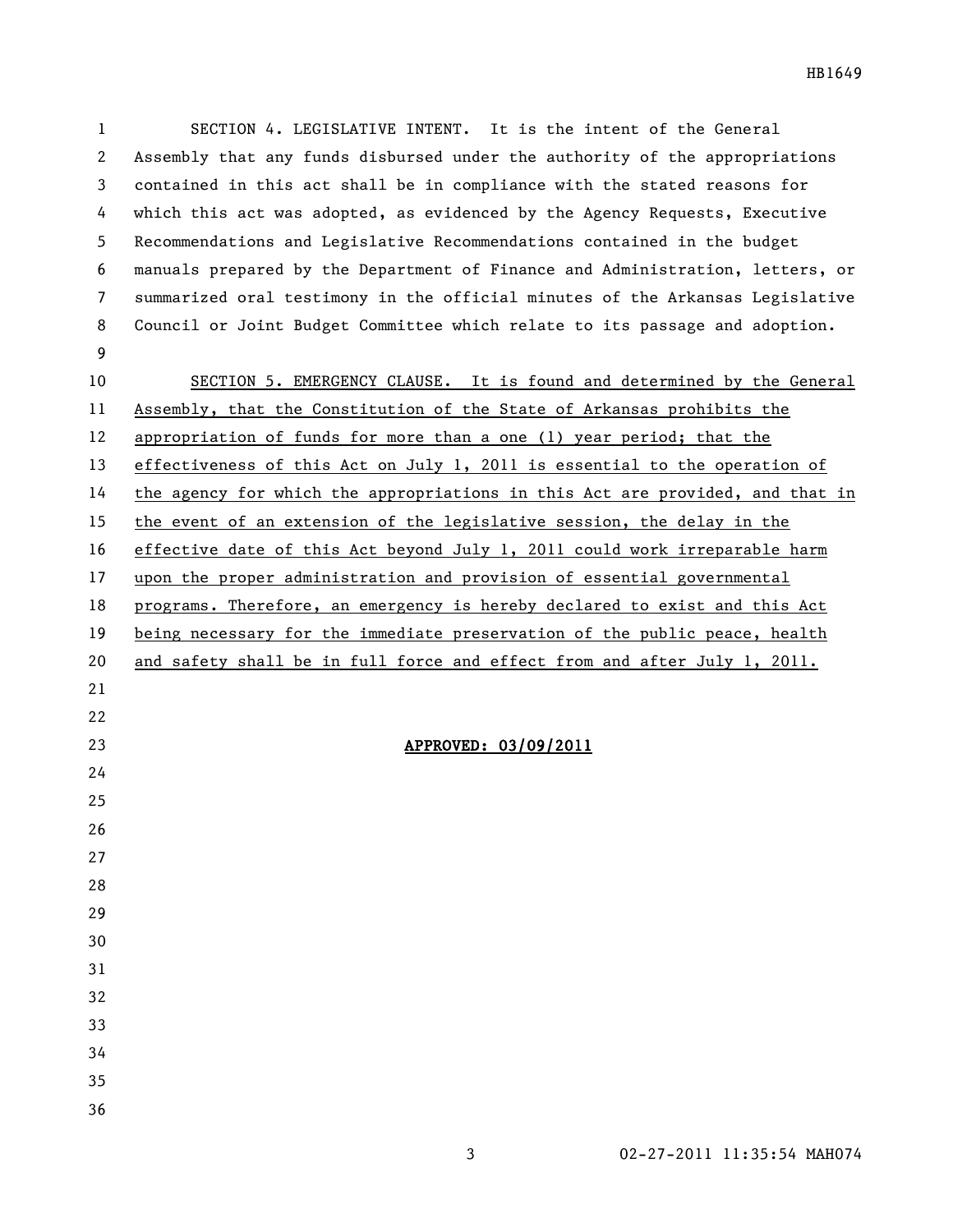SECTION 4. LEGISLATIVE INTENT. It is the intent of the General Assembly that any funds disbursed under the authority of the appropriations contained in this act shall be in compliance with the stated reasons for which this act was adopted, as evidenced by the Agency Requests, Executive Recommendations and Legislative Recommendations contained in the budget manuals prepared by the Department of Finance and Administration, letters, or summarized oral testimony in the official minutes of the Arkansas Legislative Council or Joint Budget Committee which relate to its passage and adoption.

SECTION 5. EMERGENCY CLAUSE. It is found and determined by the General Assembly, that the Constitution of the State of Arkansas prohibits the appropriation of funds for more than a one (1) year period; that the effectiveness of this Act on July 1, 2011 is essential to the operation of the agency for which the appropriations in this Act are provided, and that in the event of an extension of the legislative session, the delay in the effective date of this Act beyond July 1, 2011 could work irreparable harm upon the proper administration and provision of essential governmental programs. Therefore, an emergency is hereby declared to exist and this Act being necessary for the immediate preservation of the public peace, health and safety shall be in full force and effect from and after July 1, 2011.

**APPROVED: 03/09/2011**